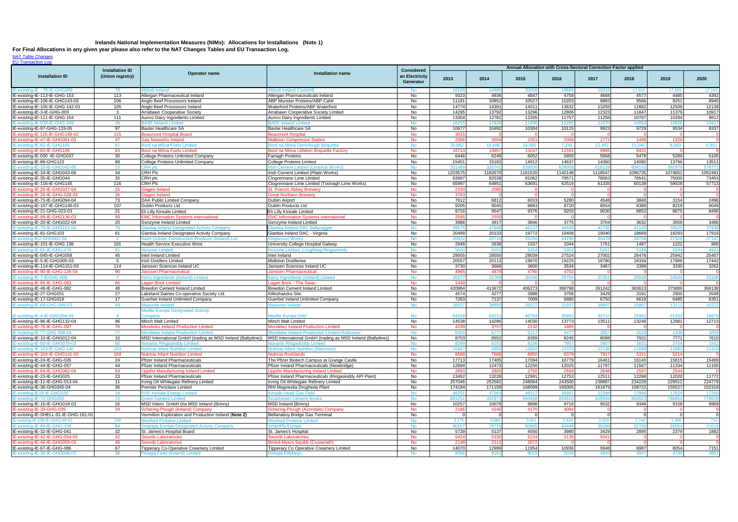**Irelands National Implementation Measures (NIMs): Allocations for Installations (Note 1)**

**For Final Allocations in any given year please also refer to the NAT Changes Tables and EU Transaction Log.**

NAT Table Changes
EU Transaction Log

| Installation ID | Installation ID (Union registry) | Operator name | Installation name | Considered an Electricity Generator | Annual Allocation with Cross-Sectoral Correction Factor applied | | | | | | | |
|---|---|---|---|---|---|---|---|---|---|---|---|---|
| | | | | | 2013 | 2014 | 2015 | 2016 | 2017 | 2018 | 2019 | 2020 |
| IE-existing-IE - 78-IE-GHG099 | 78 | Abbott Ireland | Abbott Ireland Cootehill | No | 16628 | 14880 | 20058 | 19689 | 19316 | 17,916 | 17,555 | 17,193 |
| IE-existing-IE-113-IE-GHG-153 | 113 | Allergan Pharmaceutical Ireland | Allergan Pharmaceuticals Ireland | No | 5023 | 4936 | 4847 | 4758 | 4668 | 4577 | 4485 | 4392 |
| IE-existing-IE-106-IE-GHG143-03 | 106 | Anglo Beef Processors Ireland | ABP Munster Proteins/ABP Cahir | No | 11181 | 10852 | 10527 | 10203 | 9883 | 9566 | 9251 | 8940 |
| IE-existing-IE-105-IE-GHG-142-03 | 105 | Anglo Beef Processors Ireland | Waterford Proteins/ABP Waterford | No | 14774 | 14391 | 14011 | 13632 | 13255 | 12882 | 12509 | 12139 |
| IE-existing-IE-3-IE-GHG-003 | 3 | Arrabawn Cooperative Society | Arrabawn Cooperative Society Limited | No | 14295 | 13792 | 13296 | 12806 | 12323 | 11847 | 11376 | 10917 |
| IE-existing-IE-111-IE-GHG-154 | 111 | Aurivo Dairy Ingredients Limited | Aurivo Dairy Ingredients Limited | No | 13304 | 12781 | 12265 | 11757 | 11258 | 10767 | 10284 | 9812 |
| IE-existing-IE-039-IE-GHG-049 | 39 | BASF Ireland Limited | BASF Ireland Limited | No | 18255 | 17938 | 11496 | 11285 | 11070 | 10854 | 10636 | 10417 |
| IE-existing-IE-97-GHG-133-05 | 97 | Baxter Healthcare SA | Baxter Healthcare SA | No | 10677 | 10492 | 10304 | 10115 | 9923 | 9729 | 9534 | 9337 |
| IE-existing-IE 115-IE-GHG149-02 | 115 | Beaumont Hospital Board | Beaumont Hospital | No | 3015 | 0 | 0 | 0 | 0 | 0 | 0 | 0 |
| IE-existing-IE-47-IE-GHG061-03 | 47 | Gas Networks Ireland | Midleton Compressor Station | No | 2966 | 2654 | 2351 | 2056 | 1772 | 1496 | 1229 | 0 |
| IE-existing-IE-82-IE-GHG105 | 82 | Bord na Móna Fuels Limited | Bord na Móna Derrinlough Briquette | No | 20,892 | 18,698 | 16,560 | 7,245 | 12,482 | 10,540 | 8,660 | 6,851 |
| IE-existing-IE-83-IE-GHG106 | 83 | Bord na Móna Fuels Limited | Bord na Móna Littleton Briquette Factory | No | 16713 | 14957 | 13247 | 11591 | 9985 | 8431 | 0 | 0 |
| IE-existing-IE-030 -IE-GHG037 | 30 | College Proteins Unlimited Company | Farragh Proteins | No | 6446 | 6249 | 6052 | 5859 | 5668 | 5478 | 5289 | 5105 |
| IE-existing-IE-88-GHG123 | 88 | College Proteins Unlimited Company | College Proteins Limited | No | 15451 | 15183 | 14912 | 14637 | 14360 | 14080 | 13796 | 13511 |
| IE-existing-IE-33-IE-GHG042-05 | 33 | CRH plc | Irish Cement Limited (Limerick Works) | No | 331499 | 325741 | 639830 | 628058 | 616159 | 604143 | 591979 | 579771 |
| IE-existing-IE-34-IE-GHG043-06 | 34 | CRH Plc | Irish Cement Limited (Platin Works) | No | 1203575 | 1182670 | 1161520 | 1140148 | 1118547 | 1096735 | 1074651 | 1052491 |
| IE-existing-IE-35-IE-GHG044 | 35 | CRH plc | Clogrennane Lime Limited | No | 83997 | 82538 | 81062 | 79571 | 78063 | 76541 | 75000 | 73453 |
| IE-existing-IE-116-IE-GHG145 | 116 | CRH Plc | Clogrennane Lime Limited (Toonagh Lime Works) | No | 65997 | 64851 | 63691 | 62519 | 61335 | 60139 | 58928 | 57713 |
| IE-existing-IE-25-IE-GHG027-04 | 25 | Diageo Ireland | St. Francis Abbey Brewery | No | 2330 | 2085 | 0 | 0 | 0 | 0 | 0 | 0 |
| IE-existing-IE-26-IE-GHG-028-03 | 26 | Diageo Ireland | Great Northern Brewery | No | 3783 | 0 | 0 | 0 | 0 | 0 | 0 | 0 |
| IE-existing-IE-73-IE-GHG094-04 | 73 | DAA Public Limited Company | Dublin Airport | No | 7612 | 6812 | 6033 | 5280 | 4548 | 3840 | 3154 | 2496 |
| IE-existing-IE-107-IE-GHG146-03 | 107 | Dublin Products Ltd | Dublin Products Ltd | No | 9205 | 9045 | 8883 | 8720 | 8554 | 8388 | 8219 | 8049 |
| IE-existing-IE-21-GHG-023-03 | 21 | Eli Lilly Kinsale Limited | Eli Lilly Kinsale Limited | No | 9716 | 9547 | 9376 | 9203 | 9030 | 8853 | 8675 | 8496 |
| IE-existing-IE-99-IE-GHG136-03 | 99 | EMC Information Systems International | EMC Information Systems International | No | 2595 | 2550 | 0 | 0 | 0 | 0 | 0 | 0 |
| IE-existing-IE-20-IE-GHG022-04 | 20 | Genzyme Ireland Limited | Genzyme Ireland Limited | No | 3986 | 3917 | 3846 | 3775 | 3704 | 3632 | 3559 | 3486 |
| IE-existing-IE-79-IE-GHG101-04 | 79 | Glanbia Ireland Designated Activity Company | Glanbia Ireland DAC Ballyragget | No | 49575 | 47846 | 46137 | 44448 | 42785 | 41145 | 39525 | 37936 |
| IE-existing-IE-81-GHG103 | 81 | Glanbia Ireland Designated Activity Company | Glanbia Ireland DAC - Virginia | No | 20489 | 20133 | 19772 | 19408 | 19040 | 18669 | 18293 | 17916 |
| IE-existing-IE2-GHG002-04 | 2 | Saint-Gobain Construction Products (Ireland) Ltd | Kingscourt Works | No | 20932 | 25710 | 25250 | 24786 | 39478 | 38708 | 37928 | 37147 |
| IE-existing-IE-101-IE-GHG 138 | 101 | Health Service Executive West | University College Hospital Galway | No | 2948 | 2638 | 2337 | 2044 | 1761 | 1487 | 1222 | 966 |
| IE-existing-IE-61-IE-GHG-079 | 61 | Hovione Limited | Hovione Limited, Loughbeg,Ringaskiddy | No | 5650 | 5552 | 5452 | 5352 | 5251 | 5149 | 5044 | 4941 |
| IE-existing-IE-045-IE-GHG058 | 45 | Intel Ireland Limited | Intel Ireland | No | 29055 | 28550 | 28039 | 27524 | 27002 | 26476 | 25942 | 25407 |
| IE-existing-IE-5-IE-GHG005-03 | 5 | Irish Distillers Limited | Midleton Distilleries | No | 20557 | 20113 | 19670 | 19225 | 18780 | 18334 | 17886 | 17442 |
| IE-existing-IE-114-IE-GHG151-03 | 114 | Janssen Sciences Ireland UC | Janssen Sciences Ireland UC | No | 3730 | 3666 | 3600 | 3534 | 3467 | 3399 | 3330 | 3262 |
| IE-existing-IE-90-IE-GHG-126-04 | 90 | Janssen Pharmaceutical | Janssen Pharmaceutical | No | 4965 | 4879 | 4790 | 4702 | 0 | 0 | 0 | 0 |
| IE-existing-IE-7-IEGHG-008 | 7 | Kerry Ingredients (Ireland) Limited | Kerry Ingredients (Ireland) Limited | No | 30377 | 31769 | 30266 | 28794 | 27351 | 25935 | 24549 | 23198 |
| IE-existing-IE-65-IE-GHG-083 | 65 | Lagan Brick Limited | Lagan Brick - The Swan | No | 1449 | 0 | 0 | 0 | 0 | 0 | 0 | 0 |
| IE-existing-IE-48-IE-GHG-062 | 48 | Breedon Cement Ireland Limited | Breedon Cement Ireland Limited | No | 420984 | 413672 | 406273 | 398798 | 391242 | 383613 | 375889 | 368138 |
| IE-existing-IE-27-GHG031 | 27 | Lakeland Dairies Co-operative Society Ltd. | Killeshandra Site | No | 4574 | 4277 | 3988 | 3706 | 3429 | 3161 | 2900 | 2648 |
| IE-existing-IE-17-GHG019 | 17 | Guerbet Ireland Unlimited Company | Guerbet Ireland Unlimited Company | No | 7263 | 7137 | 7009 | 6880 | 6750 | 6618 | 6485 | 6351 |
| IE-existing-IE-69-GHG-089-03 | 69 | Masonite Ireland | Masonite Ireland | No | 39537 | 38850 | 25072 | 21937 | 18897 | 15957 | 13111 | 10372 |
| IE-existing-IE-4-IE-GHG004-03 | 4 | Medite Europe Designated Activity Company | Medite Europe DAC | No | 64328 | 63211 | 40794 | 35691 | 30747 | 25962 | 21332 | 16876 |
| IE-existing-IE-96-IE-GHG132-04 | 96 | Minch Malt Limited | Minch Malt Limited | No | 14538 | 14286 | 14030 | 13773 | 13511 | 13248 | 12981 | 12713 |
| IE-existing-IE-76-IE-GHG-097 | 76 | Mondelez Ireland Production Limited | Mondelez Ireland Production Limited | No | 4199 | 3757 | 2132 | 1865 | 0 | 0 | 0 | 0 |
| IE-existing-IE 77-GHG 098 03 | 77 | Mondelez Ireland Production Limited | Mondelez Ireland Production Limited-Rathmore | No | 6455 | 5777 | 5117 | 4477 | 3857 | 1629 | 1338 | 1059 |
| IE-existing-IE-10-IE-GHG012-04 | 10 | MSD International GmbH (trading as MSD Ireland (Ballydine)) | MSD International GmbH (trading as MSD Ireland (Ballydine)) | No | 8703 | 8552 | 8399 | 8245 | 8088 | 7931 | 7771 | 7610 |
| IE-existing-IE-60-IE-GHG078-03 | 60 | Novartis Ringaskiddy Limited | Novartis Ringaskiddy Limited | No | 8399 | 8253 | 8106 | 7957 | 3907 | 3831 | 3754 | 1842 |
| IE-existing-IE-103-IE-GHG-140 | 103 | Nutricia Infant Nutrition Limited | Nutricia Infant Nutrition (Macroom) | No | 10447 | 9350 | 12602 | 12370 | 12136 | 11899 | 11660 | 11419 |
| IE-existing-IE-104-IE-GHG141-03 | 104 | Nutricia Infant Nutrition Limited | Nutricia Rocklands | No | 8588 | 7686 | 8850 | 8379 | 7917 | 5321 | 5214 | 0 |
| IE-existing-IE-24-IE-GHG-026 | 24 | Pfizer Ireland Pharmaceuticals | The Pfizer Biotech Campus at Grange Castle | No | 17713 | 17405 | 17094 | 16779 | 16461 | 16140 | 15815 | 15489 |
| IE-existing-IE-44-IE-GHG-057 | 44 | Pfizer Ireland Pharmaceuticals | Pfizer Ireland Pharmaceuticals (Newbridge) | No | 12694 | 12473 | 12250 | 12025 | 11797 | 11567 | 11334 | 11100 |
| IE-existing-IE-64-IE-GHG082-04 | 64 | Upjohn Manufacturing Ireland Limited | Upjohn Manufacturing Ireland Limited | No | 2850 | 2800 | 2750 | 2699 | 2648 | 2597 | 2544 | 0 |
| IE-existing-IE-23-IE-GHG025 | 23 | Pfizer Ireland Pharmaceuticals | Pfizer Ireland Pharmaceuticals (Ringaskiddy API Plant) | No | 13462 | 13228 | 12991 | 12753 | 12511 | 12268 | 12020 | 11772 |
| IE-existing-IE-11-IE-GHG-013-04 | 11 | Irving Oil Whitegate Refinery Limited | Irving Oil Whitegate Refinery Limited | No | 257046 | 252582 | 248064 | 243500 | 238887 | 234228 | 229512 | 224779 |
| IE-existing-IE-36-GHG045-04 | 36 | Premier Periclase Limited | RHI Magnesita Drogheda Plant | No | 174184 | 171159 | 168099 | 165005 | 161879 | 158722 | 155527 | 152319 |
| IE-existing-IE18-IE-GHG020 | 18 | PSE Kinsale Energy Limited | Kinsale Head Gas Field | No | 48201 | 47364 | 46517 | 45661 | 22398 | 17986 | 17624 | 17260 |
| IE-existing-IE-72-GHG093 | 72 | Quinn Cement Limited | Scotchtown Cement Works | No | 881251 | 432973 | 850458 | 834810 | 818994 | 803023 | 786854 | 770628 |
| IE-existing-IE-16-IE-GHG018-03 | 16 | MSD Intern. GmbH (t/a MSD Ireland (Brinny) | MSD Ireland (Brinny) | No | 10257 | 10079 | 9898 | 9716 | 9532 | 9346 | 9158 | 8969 |
| IE-existing-IE-29-GHG-035 | 29 | Schering-Plough (Ireland) Company | Schering-Plough (Avondale) Company | No | 2166 | 4246 | 4170 | 4094 | 0 | 0 | 0 | 0 |
| IE-existing-IE-SHELL-01-IE-GHG-161-01 | | Vermilion Exploration and Production Ireland (Note 2) | Bellanaboy Bridge Gas Terminal | No | 0 | 0 | 0 | 0 | 0 | 0 | 0 | 0 |
| IE-existing-IE-109-IE-GHG148-02 | 109 | Wexford Proteins Limited | Wexford Proteins Limited | No | 3,175 | 3,089 | 3,001 | 2,914 | 2,829 | 2,744 | 1,406 | 734 |
| IE-existing-IE-84-IE-GHG-108 | 84 | Smartply Europe Designated Activity Company | SmartPly Europe | No | 80107 | 78715 | 50800 | 44446 | 38288 | 32330 | 26564 | 21016 |
| IE-existing-IE-32-IE-GHG-041 | 32 | St. James's Hospital Board | St. James's Hospital | No | 5739 | 5137 | 4550 | 3980 | 3429 | 2895 | 2379 | 1882 |
| IE-existing-IE-42-IE-GHG-054-03 | 42 | Swords Laboratories | Swords Laboratories | No | 5424 | 5330 | 5234 | 5138 | 5041 | 0 | 0 | 0 |
| IE-existing-IE-46-IE-GHG059-03 | 46 | Swords Laboratories | Bristol-Myers Squibb (Cruiserath) | No | 2148 | 2111 | 2072 | 0 | 0 | 0 | 0 | 0 |
| IE-existing-IE-67-IE-GHG-086 | 67 | Tipperary Co-Operative Creamery Limited | Tipperary Co Operative Creamery Limited | No | 14070 | 12999 | 11954 | 10936 | 9948 | 8987 | 8054 | 7151 |
| IE-existing-IE-38-IE-GHG048-03 | 38 | Pelagia Feed (Ireland) Limited | Pelagia Killybegs | No | 8306 | 8161 | 8015 | 5039 | 4943 | 4847 | 4749 | 4651 |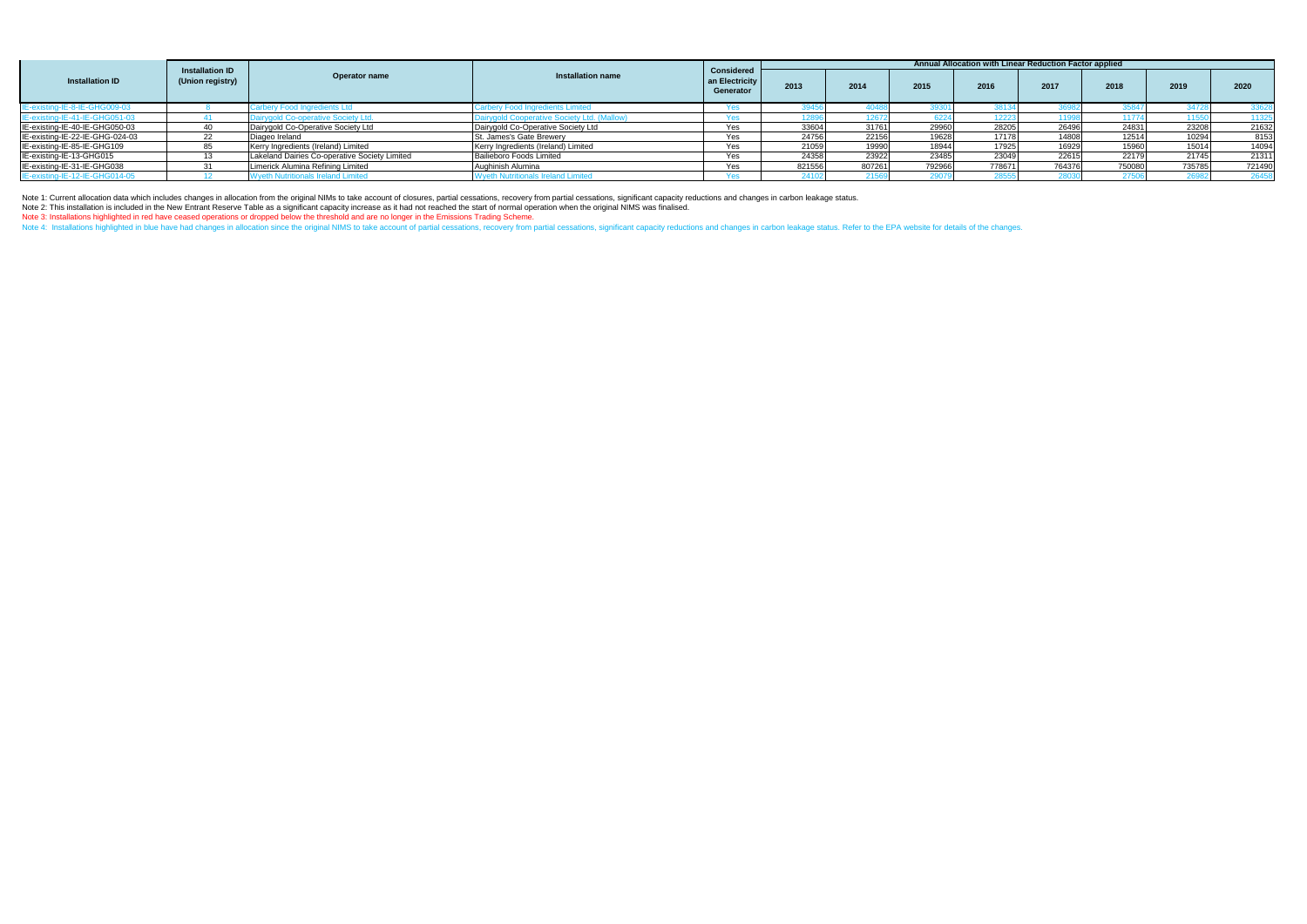| Installation ID | Installation ID (Union registry) | Operator name | Installation name | Considered an Electricity Generator | Annual Allocation with Linear Reduction Factor applied | | | | | | | |
|---|---|---|---|---|---|---|---|---|---|---|---|---|
| | | | | | 2013 | 2014 | 2015 | 2016 | 2017 | 2018 | 2019 | 2020 |
| IE-existing-IE-8-IE-GHG009-03 | 8 | Carbery Food Ingredients Ltd | Carbery Food Ingredients Limited | Yes | 39456 | 40488 | 39301 | 38134 | 36982 | 35847 | 34728 | 33626 |
| IE-existing-IE-41-IE-GHG051-03 | 41 | Dairygold Co-operative Society Ltd. | Dairygold Cooperative Society Ltd. (Mallow) | Yes | 12896 | 12672 | 6224 | 12223 | 11998 | 11774 | 11550 | 11325 |
| IE-existing-IE-40-IE-GHG050-03 | 40 | Dairygold Co-Operative Society Ltd | Dairygold Co-Operative Society Ltd | Yes | 33604 | 31761 | 29960 | 28205 | 26496 | 24831 | 23208 | 21632 |
| IE-existing-IE-22-IE-GHG-024-03 | 22 | Diageo Ireland | St. James's Gate Brewery | Yes | 24756 | 22156 | 19628 | 17178 | 14808 | 12514 | 10294 | 8153 |
| IE-existing-IE-85-IE-GHG109 | 85 | Kerry Ingredients (Ireland) Limited | Kerry Ingredients (Ireland) Limited | Yes | 21059 | 19990 | 18944 | 17925 | 16929 | 15960 | 15014 | 14094 |
| IE-existing-IE-13-GHG015 | 13 | Lakeland Dairies Co-operative Society Limited | Bailieboro Foods Limited | Yes | 24358 | 23922 | 23485 | 23049 | 22615 | 22179 | 21745 | 21311 |
| IE-existing-IE-31-IE-GHG038 | 31 | Limerick Alumina Refining Limited | Aughinish Alumina | Yes | 821556 | 807261 | 792966 | 778671 | 764376 | 750080 | 735785 | 721490 |
| IE-existing-IE-12-IE-GHG014-05 | 12 | Wyeth Nutritionals Ireland Limited | Wyeth Nutritionals Ireland Limited | Yes | 24102 | 21569 | 29079 | 28555 | 28030 | 27506 | 26982 | 26458 |

Note 1: Current allocation data which includes changes in allocation from the original NIMs to take account of closures, partial cessations, recovery from partial cessations, significant capacity reductions and changes in carbon leakage status.

Note 2: This installation is included in the New Entrant Reserve Table as a significant capacity increase as it had not reached the start of normal operation when the original NIMS was finalised.

Note 3: Installations highlighted in red have ceased operations or dropped below the threshold and are no longer in the Emissions Trading Scheme.

Note 4: Installations highlighted in blue have had changes in allocation since the original NIMS to take account of partial cessations, recovery from partial cessations, significant capacity reductions and changes in carbon leakage status. Refer to the EPA website for details of the changes.